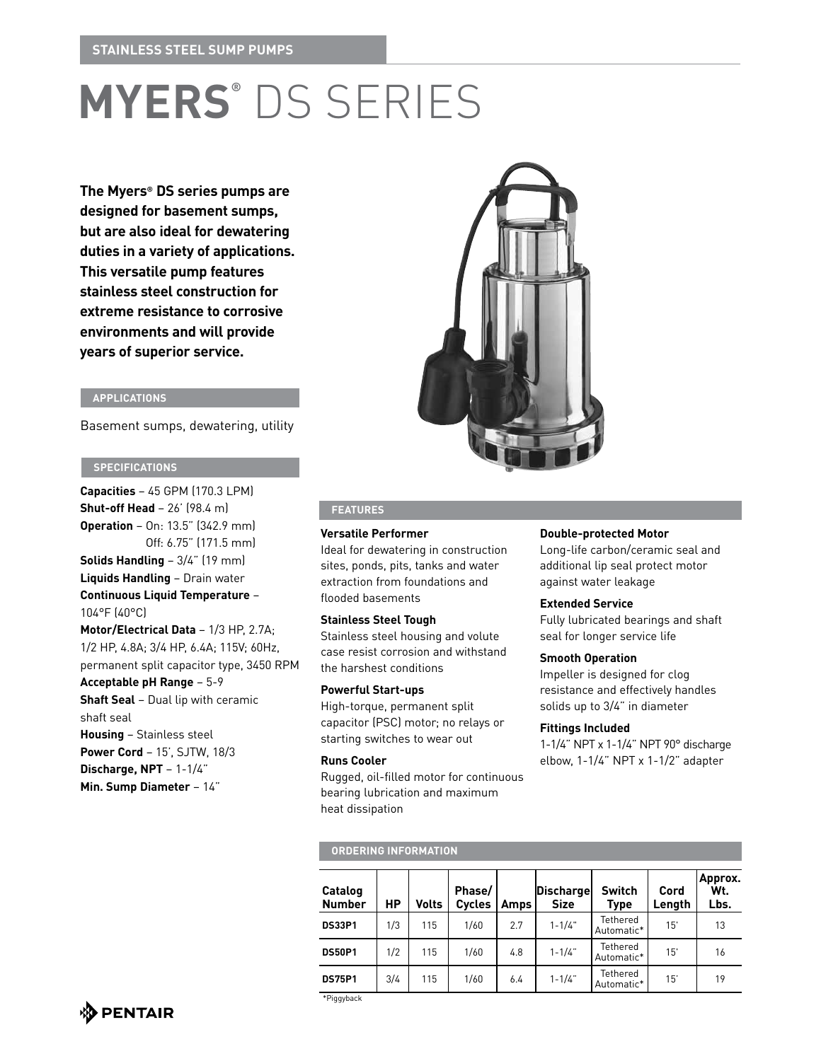STAINLESS STEEL SUMP PUMPS

# MYERS® DS SERIES

**The Myers® DS series pumps are designed for basement sumps, but are also ideal for dewatering duties in a variety of applications. This versatile pump features stainless steel construction for extreme resistance to corrosive environments and will provide years of superior service.**

## APPLICATIONS

Basement sumps, dewatering, utility

## SPECIFICATIONS

**Capacities** – 45 GPM (170.3 LPM)
**Shut-off Head** – 26' (98.4 m)
**Operation** – On: 13.5" (342.9 mm)
Off: 6.75" (171.5 mm)
**Solids Handling** – 3/4" (19 mm)
**Liquids Handling** – Drain water
**Continuous Liquid Temperature** – 104°F (40°C)
**Motor/Electrical Data** – 1/3 HP, 2.7A; 1/2 HP, 4.8A; 3/4 HP, 6.4A; 115V; 60Hz, permanent split capacitor type, 3450 RPM
**Acceptable pH Range** – 5-9
**Shaft Seal** – Dual lip with ceramic shaft seal
**Housing** – Stainless steel
**Power Cord** – 15', SJTW, 18/3
**Discharge, NPT** – 1-1/4"
**Min. Sump Diameter** – 14"

## FEATURES

**Versatile Performer**
Ideal for dewatering in construction sites, ponds, pits, tanks and water extraction from foundations and flooded basements

**Stainless Steel Tough**
Stainless steel housing and volute case resist corrosion and withstand the harshest conditions

**Powerful Start-ups**
High-torque, permanent split capacitor (PSC) motor; no relays or starting switches to wear out

**Runs Cooler**
Rugged, oil-filled motor for continuous bearing lubrication and maximum heat dissipation

**Double-protected Motor**
Long-life carbon/ceramic seal and additional lip seal protect motor against water leakage

**Extended Service**
Fully lubricated bearings and shaft seal for longer service life

**Smooth Operation**
Impeller is designed for clog resistance and effectively handles solids up to 3/4" in diameter

**Fittings Included**
1-1/4" NPT x 1-1/4" NPT 90° discharge elbow, 1-1/4" NPT x 1-1/2" adapter

## ORDERING INFORMATION

| Catalog Number | HP | Volts | Phase/ Cycles | Amps | Discharge Size | Switch Type | Cord Length | Approx. Wt. Lbs. |
|---|---|---|---|---|---|---|---|---|
| **DS33P1** | 1/3 | 115 | 1/60 | 2.7 | 1-1/4" | Tethered Automatic* | 15' | 13 |
| **DS50P1** | 1/2 | 115 | 1/60 | 4.8 | 1-1/4" | Tethered Automatic* | 15' | 16 |
| **DS75P1** | 3/4 | 115 | 1/60 | 6.4 | 1-1/4" | Tethered Automatic* | 15' | 19 |

*Piggyback

PENTAIR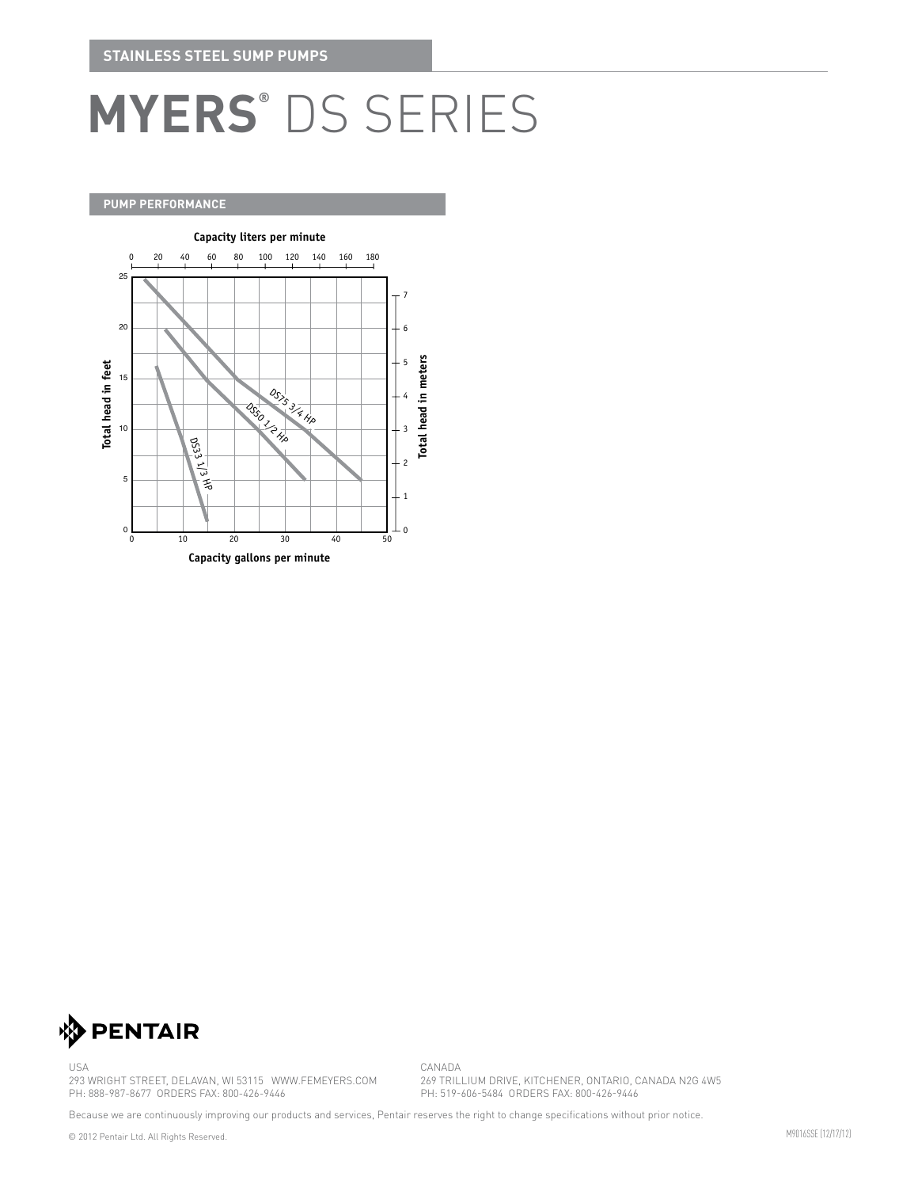STAINLESS STEEL SUMP PUMPS

# MYERS® DS SERIES

## PUMP PERFORMANCE

Capacity liters per minute

0 20 40 60 80 100 120 140 160 180

Total head in feet

25 20 15 10 5 0

Total head in meters

7 6 5 4 3 2 1 0

DS75 3/4 HP

DS50 1/2 HP

DS33 1/3 HP

0 10 20 30 40 50

Capacity gallons per minute

PENTAIR

USA
293 WRIGHT STREET, DELAVAN, WI 53115 WWW.FEMEYERS.COM
PH: 888-987-8677 ORDERS FAX: 800-426-9446

CANADA
269 TRILLIUM DRIVE, KITCHENER, ONTARIO, CANADA N2G 4W5
PH: 519-606-5484 ORDERS FAX: 800-426-9446

Because we are continuously improving our products and services, Pentair reserves the right to change specifications without prior notice.

© 2012 Pentair Ltd. All Rights Reserved.

M9016SSE (12/17/12)